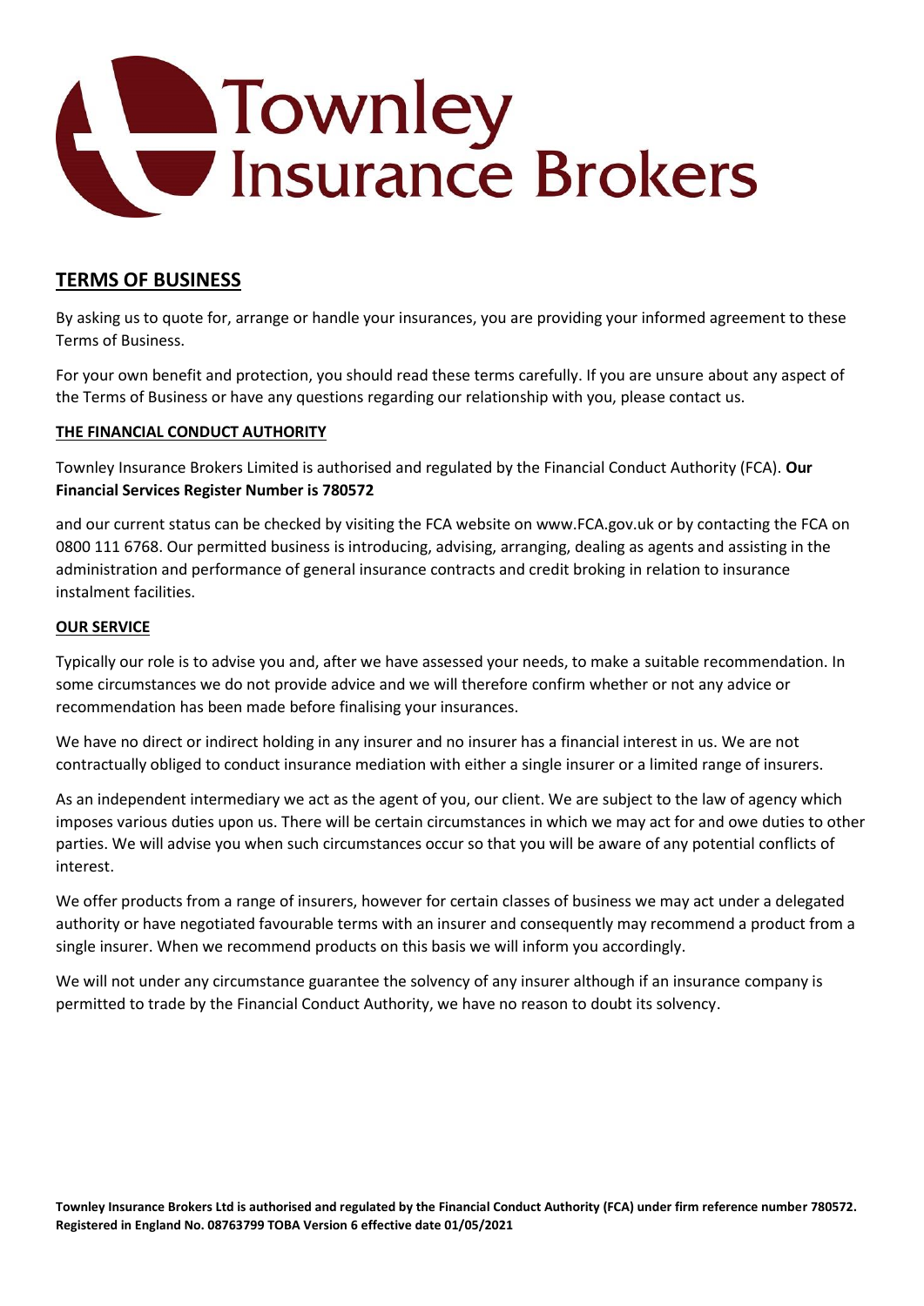# Townley Insurance Brokers

## TERMS OF BUSINESS

By asking us to quote for, arrange or handle your insurances, you are providing your informed agreement to these Terms of Business.

For your own benefit and protection, you should read these terms carefully. If you are unsure about any aspect of the Terms of Business or have any questions regarding our relationship with you, please contact us.

### THE FINANCIAL CONDUCT AUTHORITY

Townley Insurance Brokers Limited is authorised and regulated by the Financial Conduct Authority (FCA). **Our Financial Services Register Number is 780572**

and our current status can be checked by visiting the FCA website on www.FCA.gov.uk or by contacting the FCA on 0800 111 6768. Our permitted business is introducing, advising, arranging, dealing as agents and assisting in the administration and performance of general insurance contracts and credit broking in relation to insurance instalment facilities.

### OUR SERVICE

Typically our role is to advise you and, after we have assessed your needs, to make a suitable recommendation. In some circumstances we do not provide advice and we will therefore confirm whether or not any advice or recommendation has been made before finalising your insurances.

We have no direct or indirect holding in any insurer and no insurer has a financial interest in us. We are not contractually obliged to conduct insurance mediation with either a single insurer or a limited range of insurers.

As an independent intermediary we act as the agent of you, our client. We are subject to the law of agency which imposes various duties upon us. There will be certain circumstances in which we may act for and owe duties to other parties. We will advise you when such circumstances occur so that you will be aware of any potential conflicts of interest.

We offer products from a range of insurers, however for certain classes of business we may act under a delegated authority or have negotiated favourable terms with an insurer and consequently may recommend a product from a single insurer. When we recommend products on this basis we will inform you accordingly.

We will not under any circumstance guarantee the solvency of any insurer although if an insurance company is permitted to trade by the Financial Conduct Authority, we have no reason to doubt its solvency.

**Townley Insurance Brokers Ltd is authorised and regulated by the Financial Conduct Authority (FCA) under firm reference number 780572. Registered in England No. 08763799 TOBA Version 6 effective date 01/05/2021**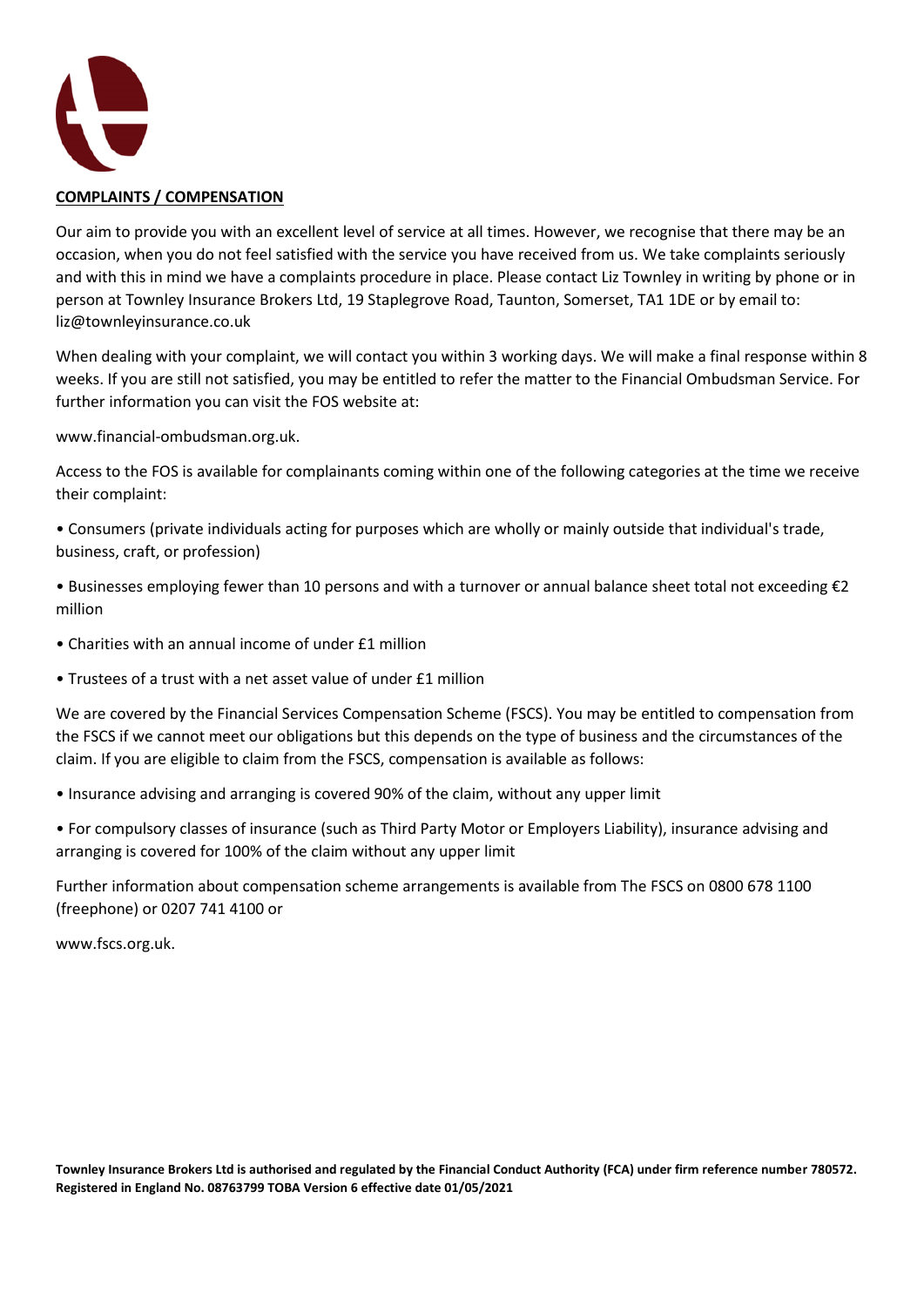**COMPLAINTS / COMPENSATION**

Our aim to provide you with an excellent level of service at all times. However, we recognise that there may be an occasion, when you do not feel satisfied with the service you have received from us. We take complaints seriously and with this in mind we have a complaints procedure in place. Please contact Liz Townley in writing by phone or in person at Townley Insurance Brokers Ltd, 19 Staplegrove Road, Taunton, Somerset, TA1 1DE or by email to: liz@townleyinsurance.co.uk

When dealing with your complaint, we will contact you within 3 working days. We will make a final response within 8 weeks. If you are still not satisfied, you may be entitled to refer the matter to the Financial Ombudsman Service. For further information you can visit the FOS website at:

www.financial-ombudsman.org.uk.

Access to the FOS is available for complainants coming within one of the following categories at the time we receive their complaint:

- Consumers (private individuals acting for purposes which are wholly or mainly outside that individual's trade, business, craft, or profession)
- Businesses employing fewer than 10 persons and with a turnover or annual balance sheet total not exceeding €2 million
- Charities with an annual income of under £1 million
- Trustees of a trust with a net asset value of under £1 million

We are covered by the Financial Services Compensation Scheme (FSCS). You may be entitled to compensation from the FSCS if we cannot meet our obligations but this depends on the type of business and the circumstances of the claim. If you are eligible to claim from the FSCS, compensation is available as follows:

- Insurance advising and arranging is covered 90% of the claim, without any upper limit
- For compulsory classes of insurance (such as Third Party Motor or Employers Liability), insurance advising and arranging is covered for 100% of the claim without any upper limit

Further information about compensation scheme arrangements is available from The FSCS on 0800 678 1100 (freephone) or 0207 741 4100 or

www.fscs.org.uk.

**Townley Insurance Brokers Ltd is authorised and regulated by the Financial Conduct Authority (FCA) under firm reference number 780572. Registered in England No. 08763799 TOBA Version 6 effective date 01/05/2021**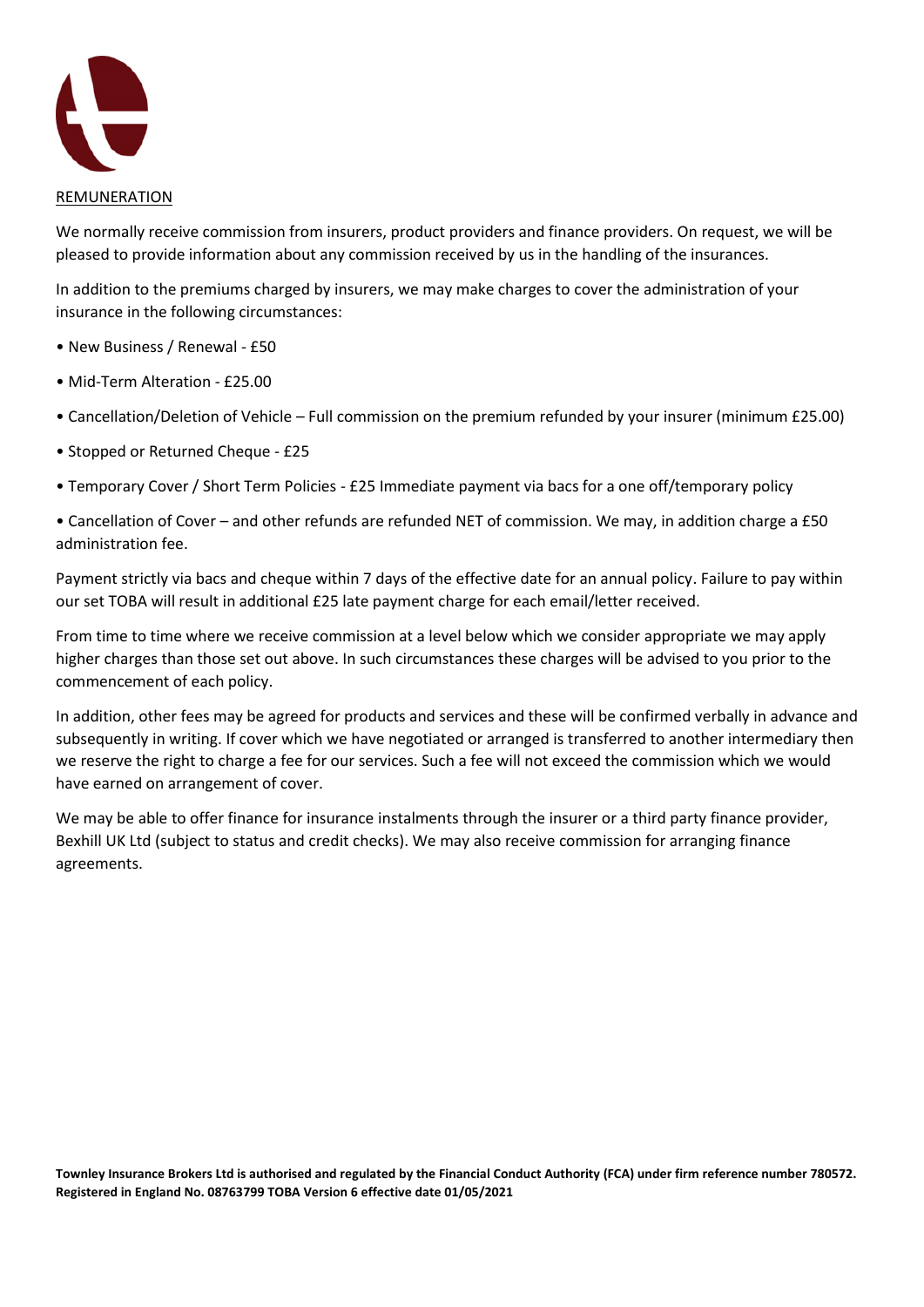REMUNERATION

We normally receive commission from insurers, product providers and finance providers. On request, we will be pleased to provide information about any commission received by us in the handling of the insurances.

In addition to the premiums charged by insurers, we may make charges to cover the administration of your insurance in the following circumstances:

- New Business / Renewal - £50
- Mid-Term Alteration - £25.00
- Cancellation/Deletion of Vehicle – Full commission on the premium refunded by your insurer (minimum £25.00)
- Stopped or Returned Cheque - £25
- Temporary Cover / Short Term Policies - £25 Immediate payment via bacs for a one off/temporary policy
- Cancellation of Cover – and other refunds are refunded NET of commission. We may, in addition charge a £50 administration fee.

Payment strictly via bacs and cheque within 7 days of the effective date for an annual policy. Failure to pay within our set TOBA will result in additional £25 late payment charge for each email/letter received.

From time to time where we receive commission at a level below which we consider appropriate we may apply higher charges than those set out above. In such circumstances these charges will be advised to you prior to the commencement of each policy.

In addition, other fees may be agreed for products and services and these will be confirmed verbally in advance and subsequently in writing. If cover which we have negotiated or arranged is transferred to another intermediary then we reserve the right to charge a fee for our services. Such a fee will not exceed the commission which we would have earned on arrangement of cover.

We may be able to offer finance for insurance instalments through the insurer or a third party finance provider, Bexhill UK Ltd (subject to status and credit checks). We may also receive commission for arranging finance agreements.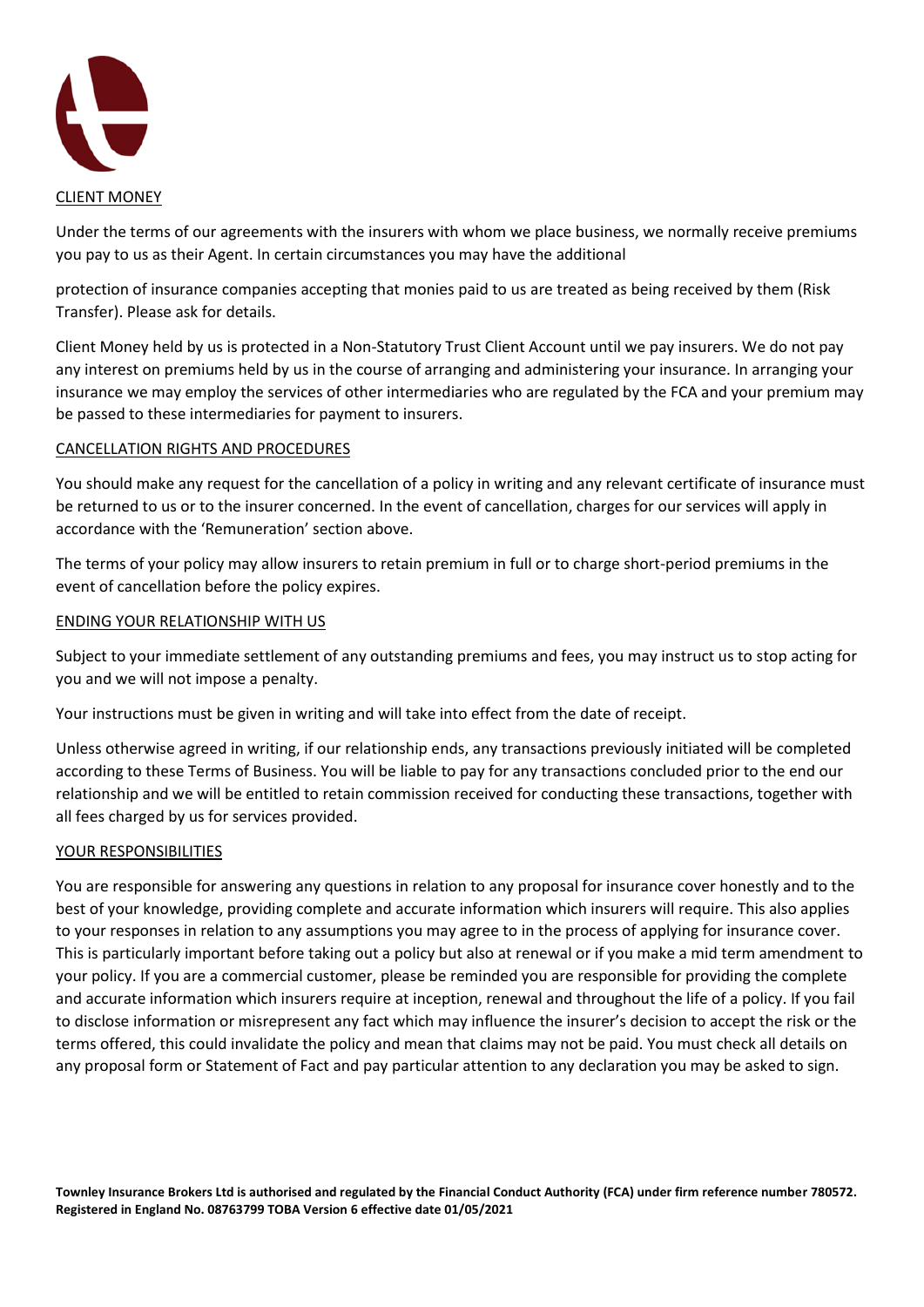## CLIENT MONEY

Under the terms of our agreements with the insurers with whom we place business, we normally receive premiums you pay to us as their Agent. In certain circumstances you may have the additional

protection of insurance companies accepting that monies paid to us are treated as being received by them (Risk Transfer). Please ask for details.

Client Money held by us is protected in a Non-Statutory Trust Client Account until we pay insurers. We do not pay any interest on premiums held by us in the course of arranging and administering your insurance. In arranging your insurance we may employ the services of other intermediaries who are regulated by the FCA and your premium may be passed to these intermediaries for payment to insurers.

## CANCELLATION RIGHTS AND PROCEDURES

You should make any request for the cancellation of a policy in writing and any relevant certificate of insurance must be returned to us or to the insurer concerned. In the event of cancellation, charges for our services will apply in accordance with the 'Remuneration' section above.

The terms of your policy may allow insurers to retain premium in full or to charge short-period premiums in the event of cancellation before the policy expires.

## ENDING YOUR RELATIONSHIP WITH US

Subject to your immediate settlement of any outstanding premiums and fees, you may instruct us to stop acting for you and we will not impose a penalty.

Your instructions must be given in writing and will take into effect from the date of receipt.

Unless otherwise agreed in writing, if our relationship ends, any transactions previously initiated will be completed according to these Terms of Business. You will be liable to pay for any transactions concluded prior to the end our relationship and we will be entitled to retain commission received for conducting these transactions, together with all fees charged by us for services provided.

## YOUR RESPONSIBILITIES

You are responsible for answering any questions in relation to any proposal for insurance cover honestly and to the best of your knowledge, providing complete and accurate information which insurers will require. This also applies to your responses in relation to any assumptions you may agree to in the process of applying for insurance cover. This is particularly important before taking out a policy but also at renewal or if you make a mid term amendment to your policy. If you are a commercial customer, please be reminded you are responsible for providing the complete and accurate information which insurers require at inception, renewal and throughout the life of a policy. If you fail to disclose information or misrepresent any fact which may influence the insurer's decision to accept the risk or the terms offered, this could invalidate the policy and mean that claims may not be paid. You must check all details on any proposal form or Statement of Fact and pay particular attention to any declaration you may be asked to sign.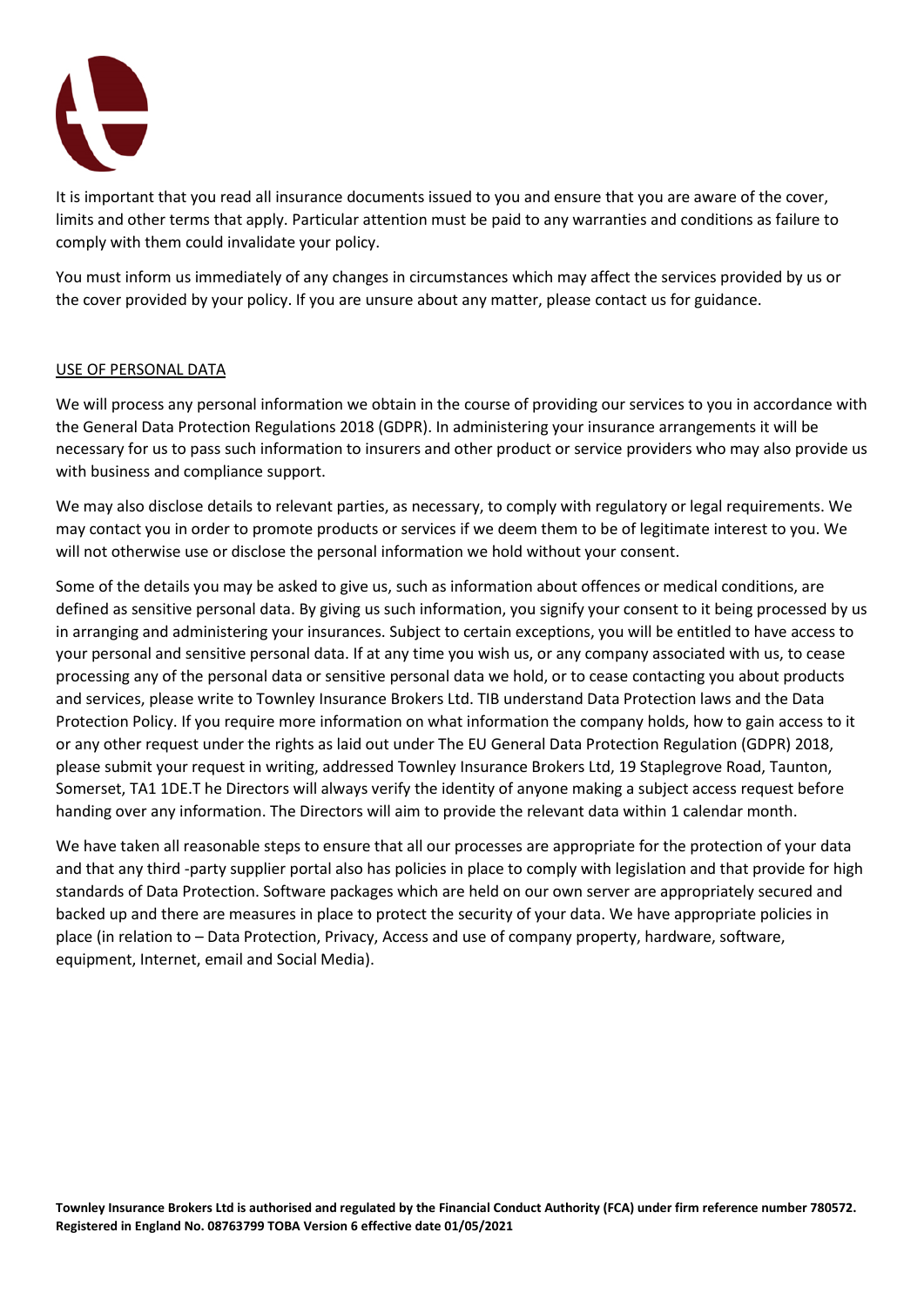It is important that you read all insurance documents issued to you and ensure that you are aware of the cover, limits and other terms that apply. Particular attention must be paid to any warranties and conditions as failure to comply with them could invalidate your policy.

You must inform us immediately of any changes in circumstances which may affect the services provided by us or the cover provided by your policy. If you are unsure about any matter, please contact us for guidance.

## USE OF PERSONAL DATA

We will process any personal information we obtain in the course of providing our services to you in accordance with the General Data Protection Regulations 2018 (GDPR). In administering your insurance arrangements it will be necessary for us to pass such information to insurers and other product or service providers who may also provide us with business and compliance support.

We may also disclose details to relevant parties, as necessary, to comply with regulatory or legal requirements. We may contact you in order to promote products or services if we deem them to be of legitimate interest to you. We will not otherwise use or disclose the personal information we hold without your consent.

Some of the details you may be asked to give us, such as information about offences or medical conditions, are defined as sensitive personal data. By giving us such information, you signify your consent to it being processed by us in arranging and administering your insurances. Subject to certain exceptions, you will be entitled to have access to your personal and sensitive personal data. If at any time you wish us, or any company associated with us, to cease processing any of the personal data or sensitive personal data we hold, or to cease contacting you about products and services, please write to Townley Insurance Brokers Ltd. TIB understand Data Protection laws and the Data Protection Policy. If you require more information on what information the company holds, how to gain access to it or any other request under the rights as laid out under The EU General Data Protection Regulation (GDPR) 2018, please submit your request in writing, addressed Townley Insurance Brokers Ltd, 19 Staplegrove Road, Taunton, Somerset, TA1 1DE.T he Directors will always verify the identity of anyone making a subject access request before handing over any information. The Directors will aim to provide the relevant data within 1 calendar month.

We have taken all reasonable steps to ensure that all our processes are appropriate for the protection of your data and that any third -party supplier portal also has policies in place to comply with legislation and that provide for high standards of Data Protection. Software packages which are held on our own server are appropriately secured and backed up and there are measures in place to protect the security of your data. We have appropriate policies in place (in relation to – Data Protection, Privacy, Access and use of company property, hardware, software, equipment, Internet, email and Social Media).

**Townley Insurance Brokers Ltd is authorised and regulated by the Financial Conduct Authority (FCA) under firm reference number 780572. Registered in England No. 08763799 TOBA Version 6 effective date 01/05/2021**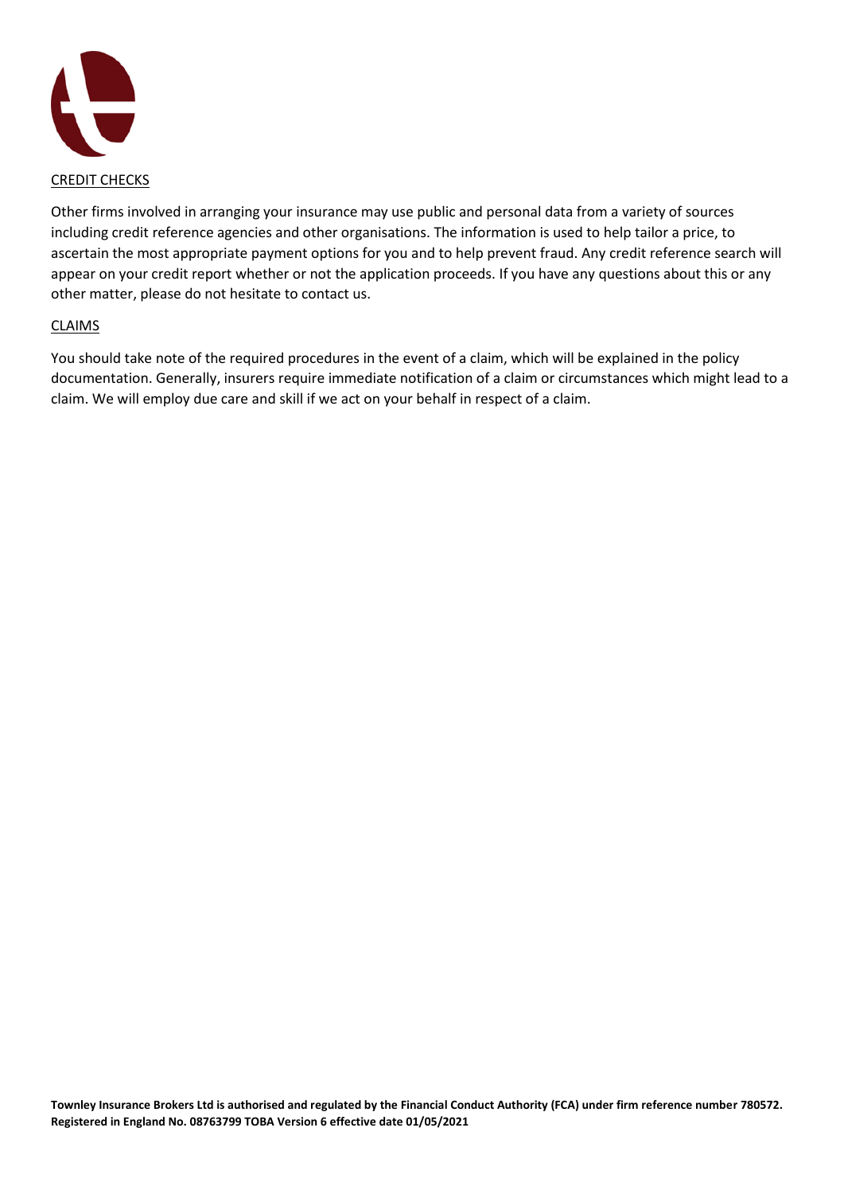CREDIT CHECKS

Other firms involved in arranging your insurance may use public and personal data from a variety of sources including credit reference agencies and other organisations. The information is used to help tailor a price, to ascertain the most appropriate payment options for you and to help prevent fraud. Any credit reference search will appear on your credit report whether or not the application proceeds. If you have any questions about this or any other matter, please do not hesitate to contact us.

CLAIMS

You should take note of the required procedures in the event of a claim, which will be explained in the policy documentation. Generally, insurers require immediate notification of a claim or circumstances which might lead to a claim. We will employ due care and skill if we act on your behalf in respect of a claim.